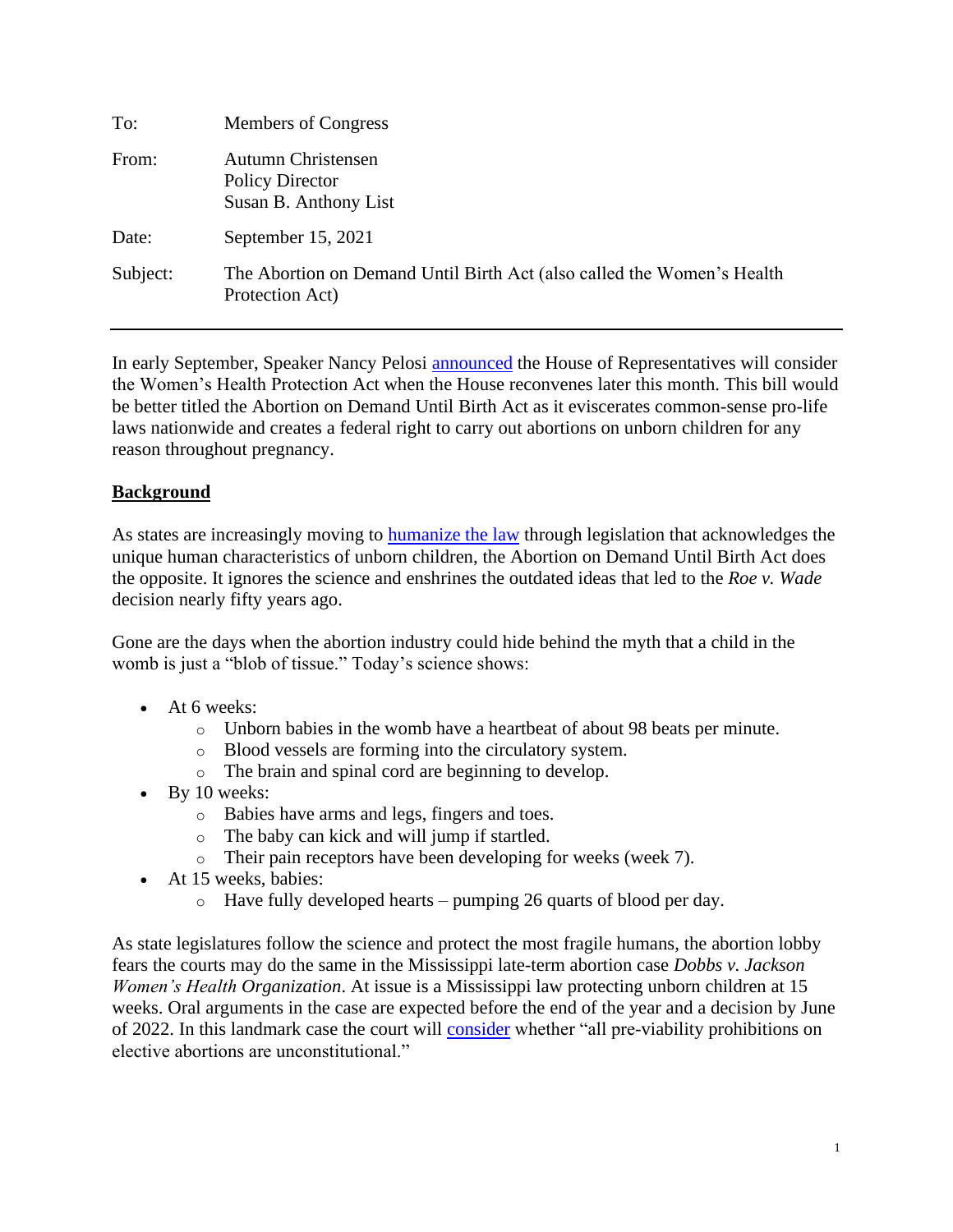| | |
|---|---|
| To: | Members of Congress |
| From: | Autumn Christensen<br>Policy Director<br>Susan B. Anthony List |
| Date: | September 15, 2021 |
| Subject: | The Abortion on Demand Until Birth Act (also called the Women's Health Protection Act) |

---

In early September, Speaker Nancy Pelosi announced the House of Representatives will consider the Women's Health Protection Act when the House reconvenes later this month. This bill would be better titled the Abortion on Demand Until Birth Act as it eviscerates common-sense pro-life laws nationwide and creates a federal right to carry out abortions on unborn children for any reason throughout pregnancy.

## Background

As states are increasingly moving to humanize the law through legislation that acknowledges the unique human characteristics of unborn children, the Abortion on Demand Until Birth Act does the opposite. It ignores the science and enshrines the outdated ideas that led to the *Roe v. Wade* decision nearly fifty years ago.

Gone are the days when the abortion industry could hide behind the myth that a child in the womb is just a "blob of tissue." Today's science shows:

- At 6 weeks:
  - Unborn babies in the womb have a heartbeat of about 98 beats per minute.
  - Blood vessels are forming into the circulatory system.
  - The brain and spinal cord are beginning to develop.
- By 10 weeks:
  - Babies have arms and legs, fingers and toes.
  - The baby can kick and will jump if startled.
  - Their pain receptors have been developing for weeks (week 7).
- At 15 weeks, babies:
  - Have fully developed hearts – pumping 26 quarts of blood per day.

As state legislatures follow the science and protect the most fragile humans, the abortion lobby fears the courts may do the same in the Mississippi late-term abortion case *Dobbs v. Jackson Women's Health Organization*. At issue is a Mississippi law protecting unborn children at 15 weeks. Oral arguments in the case are expected before the end of the year and a decision by June of 2022. In this landmark case the court will consider whether "all pre-viability prohibitions on elective abortions are unconstitutional."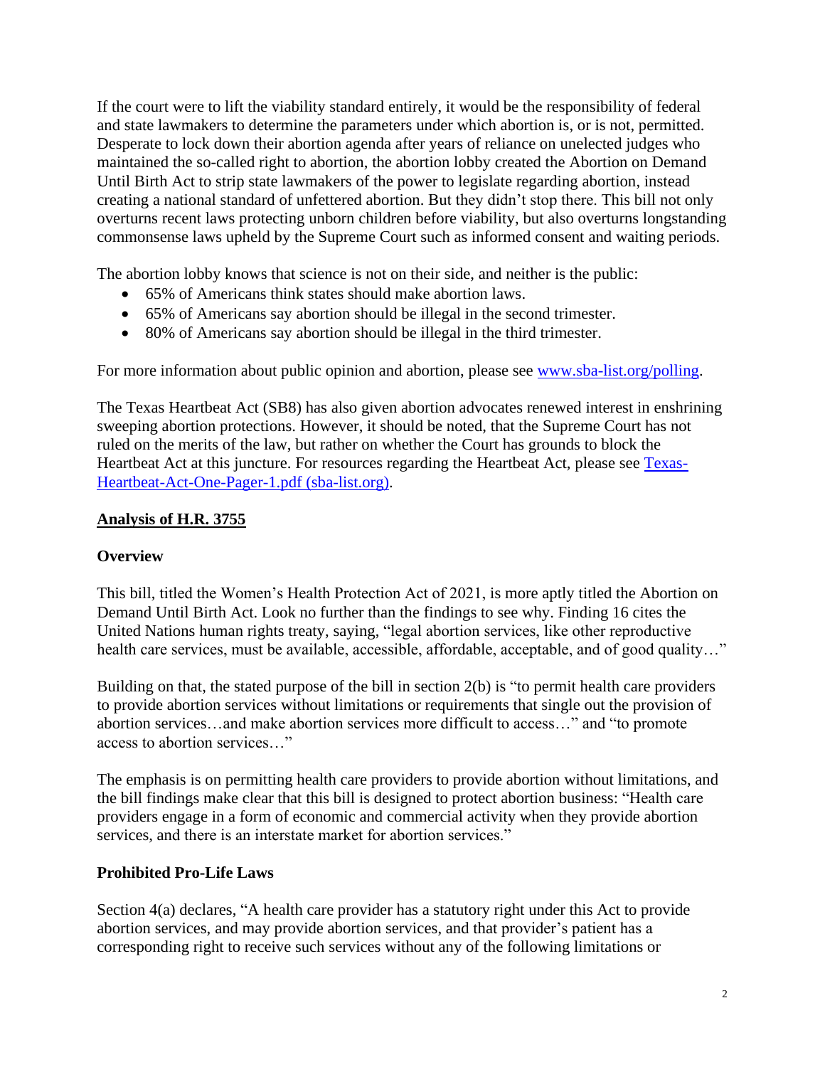If the court were to lift the viability standard entirely, it would be the responsibility of federal and state lawmakers to determine the parameters under which abortion is, or is not, permitted. Desperate to lock down their abortion agenda after years of reliance on unelected judges who maintained the so-called right to abortion, the abortion lobby created the Abortion on Demand Until Birth Act to strip state lawmakers of the power to legislate regarding abortion, instead creating a national standard of unfettered abortion. But they didn't stop there. This bill not only overturns recent laws protecting unborn children before viability, but also overturns longstanding commonsense laws upheld by the Supreme Court such as informed consent and waiting periods.

The abortion lobby knows that science is not on their side, and neither is the public:

- 65% of Americans think states should make abortion laws.
- 65% of Americans say abortion should be illegal in the second trimester.
- 80% of Americans say abortion should be illegal in the third trimester.

For more information about public opinion and abortion, please see [www.sba-list.org/polling](www.sba-list.org/polling).

The Texas Heartbeat Act (SB8) has also given abortion advocates renewed interest in enshrining sweeping abortion protections. However, it should be noted, that the Supreme Court has not ruled on the merits of the law, but rather on whether the Court has grounds to block the Heartbeat Act at this juncture. For resources regarding the Heartbeat Act, please see [Texas-Heartbeat-Act-One-Pager-1.pdf (sba-list.org)](Texas-Heartbeat-Act-One-Pager-1.pdf).

## Analysis of H.R. 3755

### Overview

This bill, titled the Women's Health Protection Act of 2021, is more aptly titled the Abortion on Demand Until Birth Act. Look no further than the findings to see why. Finding 16 cites the United Nations human rights treaty, saying, "legal abortion services, like other reproductive health care services, must be available, accessible, affordable, acceptable, and of good quality…"

Building on that, the stated purpose of the bill in section 2(b) is "to permit health care providers to provide abortion services without limitations or requirements that single out the provision of abortion services…and make abortion services more difficult to access…" and "to promote access to abortion services…"

The emphasis is on permitting health care providers to provide abortion without limitations, and the bill findings make clear that this bill is designed to protect abortion business: "Health care providers engage in a form of economic and commercial activity when they provide abortion services, and there is an interstate market for abortion services."

### Prohibited Pro-Life Laws

Section 4(a) declares, "A health care provider has a statutory right under this Act to provide abortion services, and may provide abortion services, and that provider's patient has a corresponding right to receive such services without any of the following limitations or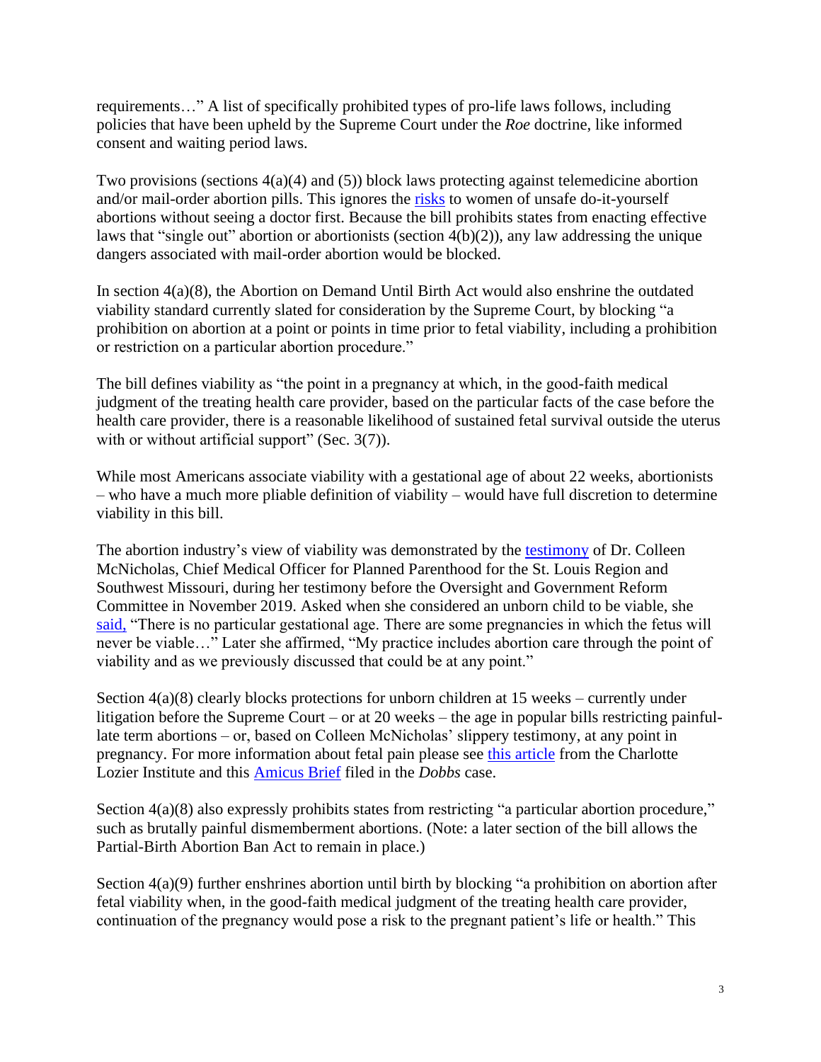requirements…" A list of specifically prohibited types of pro-life laws follows, including policies that have been upheld by the Supreme Court under the *Roe* doctrine, like informed consent and waiting period laws.

Two provisions (sections 4(a)(4) and (5)) block laws protecting against telemedicine abortion and/or mail-order abortion pills. This ignores the risks to women of unsafe do-it-yourself abortions without seeing a doctor first. Because the bill prohibits states from enacting effective laws that "single out" abortion or abortionists (section 4(b)(2)), any law addressing the unique dangers associated with mail-order abortion would be blocked.

In section 4(a)(8), the Abortion on Demand Until Birth Act would also enshrine the outdated viability standard currently slated for consideration by the Supreme Court, by blocking "a prohibition on abortion at a point or points in time prior to fetal viability, including a prohibition or restriction on a particular abortion procedure."

The bill defines viability as "the point in a pregnancy at which, in the good-faith medical judgment of the treating health care provider, based on the particular facts of the case before the health care provider, there is a reasonable likelihood of sustained fetal survival outside the uterus with or without artificial support" (Sec. 3(7)).

While most Americans associate viability with a gestational age of about 22 weeks, abortionists – who have a much more pliable definition of viability – would have full discretion to determine viability in this bill.

The abortion industry's view of viability was demonstrated by the testimony of Dr. Colleen McNicholas, Chief Medical Officer for Planned Parenthood for the St. Louis Region and Southwest Missouri, during her testimony before the Oversight and Government Reform Committee in November 2019. Asked when she considered an unborn child to be viable, she said, "There is no particular gestational age. There are some pregnancies in which the fetus will never be viable…" Later she affirmed, "My practice includes abortion care through the point of viability and as we previously discussed that could be at any point."

Section 4(a)(8) clearly blocks protections for unborn children at 15 weeks – currently under litigation before the Supreme Court – or at 20 weeks – the age in popular bills restricting painful-late term abortions – or, based on Colleen McNicholas' slippery testimony, at any point in pregnancy. For more information about fetal pain please see this article from the Charlotte Lozier Institute and this Amicus Brief filed in the *Dobbs* case.

Section 4(a)(8) also expressly prohibits states from restricting "a particular abortion procedure," such as brutally painful dismemberment abortions. (Note: a later section of the bill allows the Partial-Birth Abortion Ban Act to remain in place.)

Section 4(a)(9) further enshrines abortion until birth by blocking "a prohibition on abortion after fetal viability when, in the good-faith medical judgment of the treating health care provider, continuation of the pregnancy would pose a risk to the pregnant patient's life or health." This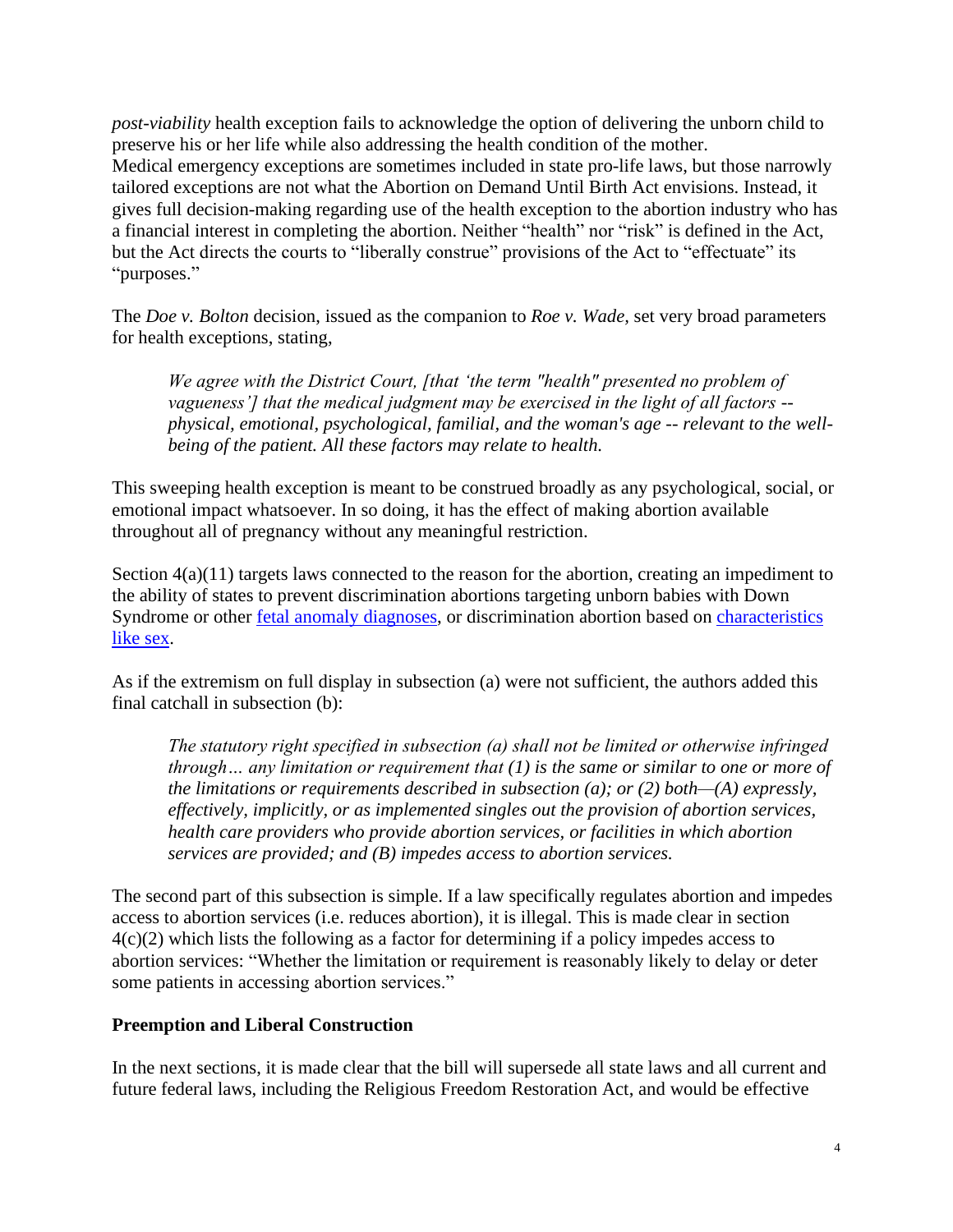*post-viability* health exception fails to acknowledge the option of delivering the unborn child to preserve his or her life while also addressing the health condition of the mother. Medical emergency exceptions are sometimes included in state pro-life laws, but those narrowly tailored exceptions are not what the Abortion on Demand Until Birth Act envisions. Instead, it gives full decision-making regarding use of the health exception to the abortion industry who has a financial interest in completing the abortion. Neither "health" nor "risk" is defined in the Act, but the Act directs the courts to "liberally construe" provisions of the Act to "effectuate" its "purposes."

The *Doe v. Bolton* decision, issued as the companion to *Roe v. Wade*, set very broad parameters for health exceptions, stating,

> *We agree with the District Court, [that 'the term "health" presented no problem of vagueness'] that the medical judgment may be exercised in the light of all factors -- physical, emotional, psychological, familial, and the woman's age -- relevant to the well-being of the patient. All these factors may relate to health.*

This sweeping health exception is meant to be construed broadly as any psychological, social, or emotional impact whatsoever. In so doing, it has the effect of making abortion available throughout all of pregnancy without any meaningful restriction.

Section 4(a)(11) targets laws connected to the reason for the abortion, creating an impediment to the ability of states to prevent discrimination abortions targeting unborn babies with Down Syndrome or other fetal anomaly diagnoses, or discrimination abortion based on characteristics like sex.

As if the extremism on full display in subsection (a) were not sufficient, the authors added this final catchall in subsection (b):

> *The statutory right specified in subsection (a) shall not be limited or otherwise infringed through… any limitation or requirement that (1) is the same or similar to one or more of the limitations or requirements described in subsection (a); or (2) both—(A) expressly, effectively, implicitly, or as implemented singles out the provision of abortion services, health care providers who provide abortion services, or facilities in which abortion services are provided; and (B) impedes access to abortion services.*

The second part of this subsection is simple. If a law specifically regulates abortion and impedes access to abortion services (i.e. reduces abortion), it is illegal. This is made clear in section 4(c)(2) which lists the following as a factor for determining if a policy impedes access to abortion services: "Whether the limitation or requirement is reasonably likely to delay or deter some patients in accessing abortion services."

**Preemption and Liberal Construction**

In the next sections, it is made clear that the bill will supersede all state laws and all current and future federal laws, including the Religious Freedom Restoration Act, and would be effective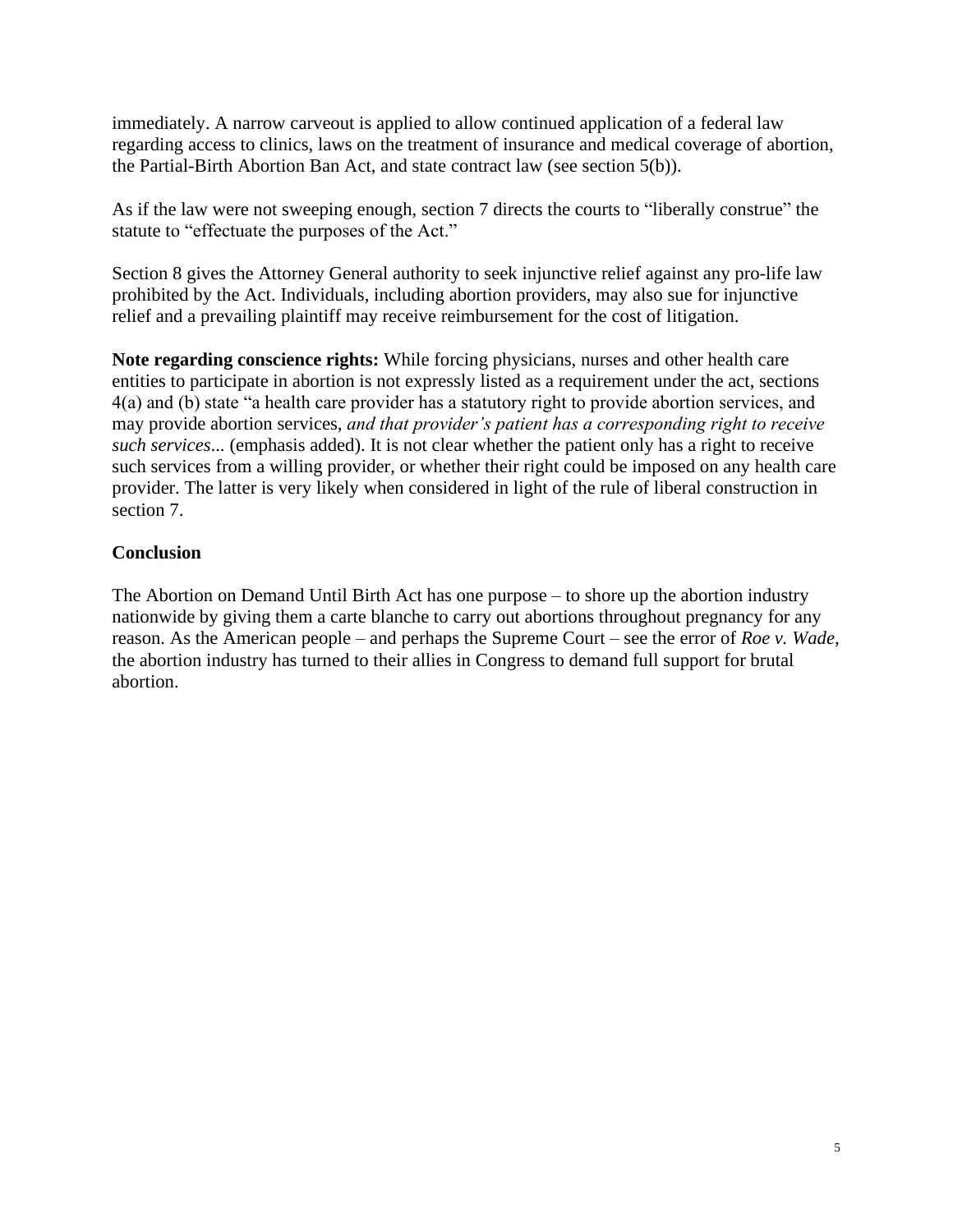immediately. A narrow carveout is applied to allow continued application of a federal law regarding access to clinics, laws on the treatment of insurance and medical coverage of abortion, the Partial-Birth Abortion Ban Act, and state contract law (see section 5(b)).

As if the law were not sweeping enough, section 7 directs the courts to "liberally construe" the statute to "effectuate the purposes of the Act."

Section 8 gives the Attorney General authority to seek injunctive relief against any pro-life law prohibited by the Act. Individuals, including abortion providers, may also sue for injunctive relief and a prevailing plaintiff may receive reimbursement for the cost of litigation.

**Note regarding conscience rights:** While forcing physicians, nurses and other health care entities to participate in abortion is not expressly listed as a requirement under the act, sections 4(a) and (b) state "a health care provider has a statutory right to provide abortion services, and may provide abortion services, *and that provider's patient has a corresponding right to receive such services*... (emphasis added). It is not clear whether the patient only has a right to receive such services from a willing provider, or whether their right could be imposed on any health care provider. The latter is very likely when considered in light of the rule of liberal construction in section 7.

**Conclusion**

The Abortion on Demand Until Birth Act has one purpose – to shore up the abortion industry nationwide by giving them a carte blanche to carry out abortions throughout pregnancy for any reason. As the American people – and perhaps the Supreme Court – see the error of *Roe v. Wade*, the abortion industry has turned to their allies in Congress to demand full support for brutal abortion.